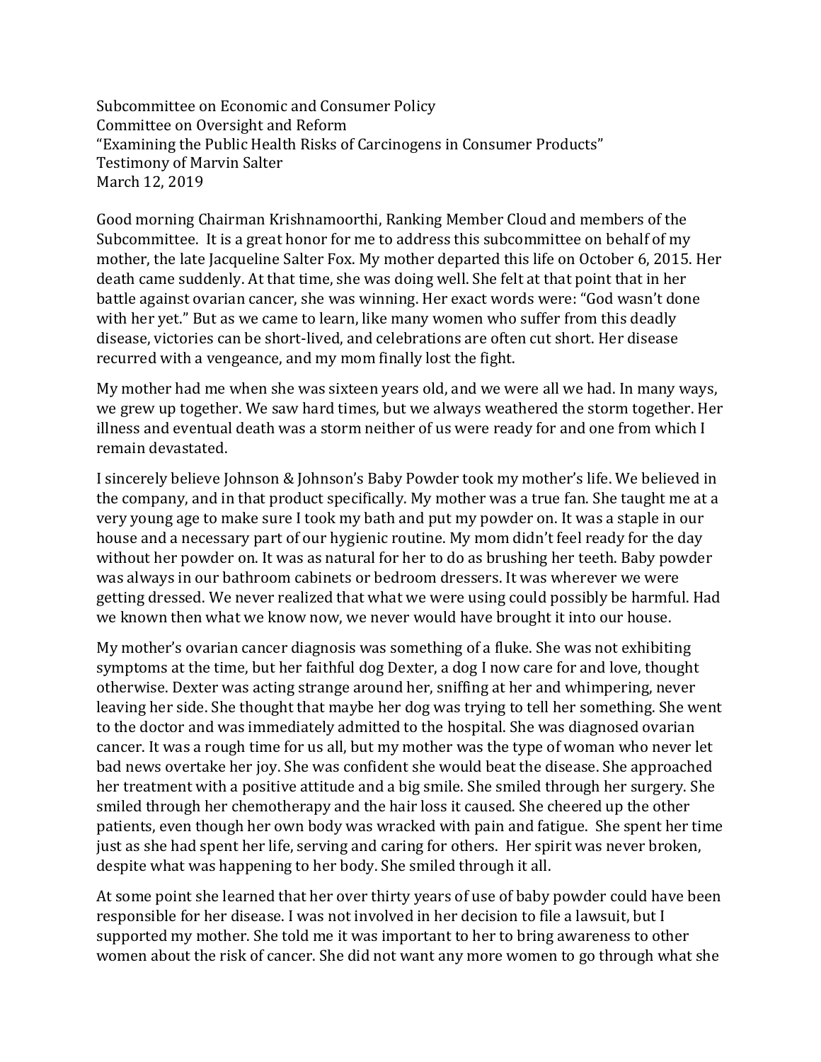Subcommittee on Economic and Consumer Policy
Committee on Oversight and Reform
"Examining the Public Health Risks of Carcinogens in Consumer Products"
Testimony of Marvin Salter
March 12, 2019

Good morning Chairman Krishnamoorthi, Ranking Member Cloud and members of the Subcommittee. It is a great honor for me to address this subcommittee on behalf of my mother, the late Jacqueline Salter Fox. My mother departed this life on October 6, 2015. Her death came suddenly. At that time, she was doing well. She felt at that point that in her battle against ovarian cancer, she was winning. Her exact words were: "God wasn't done with her yet." But as we came to learn, like many women who suffer from this deadly disease, victories can be short-lived, and celebrations are often cut short. Her disease recurred with a vengeance, and my mom finally lost the fight.

My mother had me when she was sixteen years old, and we were all we had. In many ways, we grew up together. We saw hard times, but we always weathered the storm together. Her illness and eventual death was a storm neither of us were ready for and one from which I remain devastated.

I sincerely believe Johnson & Johnson's Baby Powder took my mother's life. We believed in the company, and in that product specifically. My mother was a true fan. She taught me at a very young age to make sure I took my bath and put my powder on. It was a staple in our house and a necessary part of our hygienic routine. My mom didn't feel ready for the day without her powder on. It was as natural for her to do as brushing her teeth. Baby powder was always in our bathroom cabinets or bedroom dressers. It was wherever we were getting dressed. We never realized that what we were using could possibly be harmful. Had we known then what we know now, we never would have brought it into our house.

My mother's ovarian cancer diagnosis was something of a fluke. She was not exhibiting symptoms at the time, but her faithful dog Dexter, a dog I now care for and love, thought otherwise. Dexter was acting strange around her, sniffing at her and whimpering, never leaving her side. She thought that maybe her dog was trying to tell her something. She went to the doctor and was immediately admitted to the hospital. She was diagnosed ovarian cancer. It was a rough time for us all, but my mother was the type of woman who never let bad news overtake her joy. She was confident she would beat the disease. She approached her treatment with a positive attitude and a big smile. She smiled through her surgery. She smiled through her chemotherapy and the hair loss it caused. She cheered up the other patients, even though her own body was wracked with pain and fatigue. She spent her time just as she had spent her life, serving and caring for others. Her spirit was never broken, despite what was happening to her body. She smiled through it all.

At some point she learned that her over thirty years of use of baby powder could have been responsible for her disease. I was not involved in her decision to file a lawsuit, but I supported my mother. She told me it was important to her to bring awareness to other women about the risk of cancer. She did not want any more women to go through what she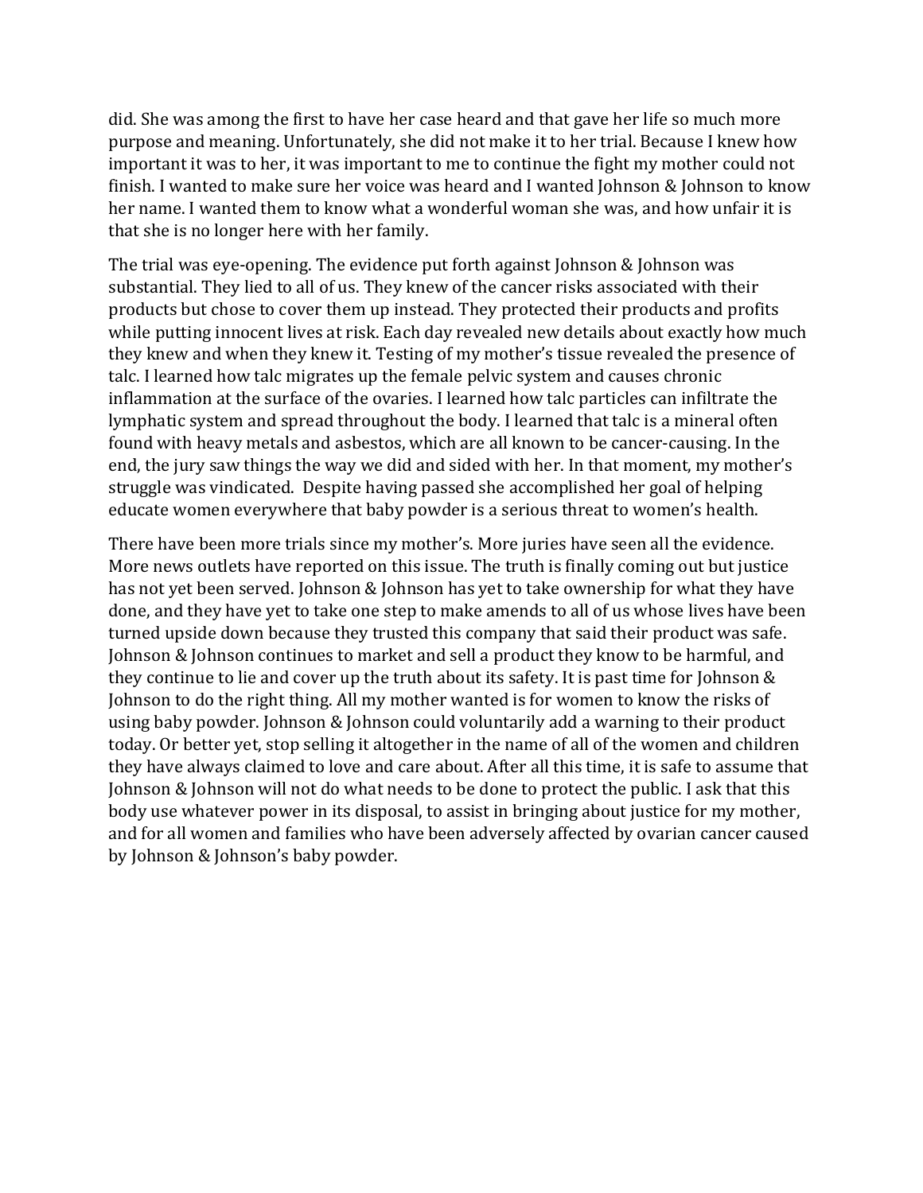did. She was among the first to have her case heard and that gave her life so much more purpose and meaning. Unfortunately, she did not make it to her trial. Because I knew how important it was to her, it was important to me to continue the fight my mother could not finish. I wanted to make sure her voice was heard and I wanted Johnson & Johnson to know her name. I wanted them to know what a wonderful woman she was, and how unfair it is that she is no longer here with her family.

The trial was eye-opening. The evidence put forth against Johnson & Johnson was substantial. They lied to all of us. They knew of the cancer risks associated with their products but chose to cover them up instead. They protected their products and profits while putting innocent lives at risk. Each day revealed new details about exactly how much they knew and when they knew it. Testing of my mother's tissue revealed the presence of talc. I learned how talc migrates up the female pelvic system and causes chronic inflammation at the surface of the ovaries. I learned how talc particles can infiltrate the lymphatic system and spread throughout the body. I learned that talc is a mineral often found with heavy metals and asbestos, which are all known to be cancer-causing. In the end, the jury saw things the way we did and sided with her. In that moment, my mother's struggle was vindicated. Despite having passed she accomplished her goal of helping educate women everywhere that baby powder is a serious threat to women's health.

There have been more trials since my mother's. More juries have seen all the evidence. More news outlets have reported on this issue. The truth is finally coming out but justice has not yet been served. Johnson & Johnson has yet to take ownership for what they have done, and they have yet to take one step to make amends to all of us whose lives have been turned upside down because they trusted this company that said their product was safe. Johnson & Johnson continues to market and sell a product they know to be harmful, and they continue to lie and cover up the truth about its safety. It is past time for Johnson & Johnson to do the right thing. All my mother wanted is for women to know the risks of using baby powder. Johnson & Johnson could voluntarily add a warning to their product today. Or better yet, stop selling it altogether in the name of all of the women and children they have always claimed to love and care about. After all this time, it is safe to assume that Johnson & Johnson will not do what needs to be done to protect the public. I ask that this body use whatever power in its disposal, to assist in bringing about justice for my mother, and for all women and families who have been adversely affected by ovarian cancer caused by Johnson & Johnson's baby powder.